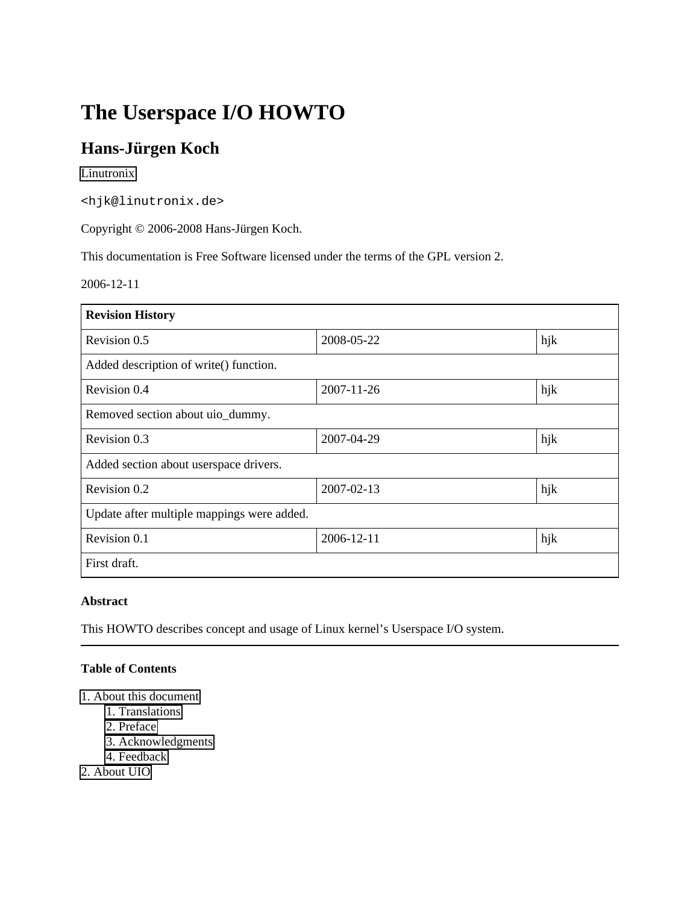# The Userspace I/O HOWTO

## Hans-Jürgen Koch

Linutronix

`<hjk@linutronix.de>`

Copyright © 2006-2008 Hans-Jürgen Koch.

This documentation is Free Software licensed under the terms of the GPL version 2.

2006-12-11

| Revision History | | |
|---|---|---|
| Revision 0.5 | 2008-05-22 | hjk |
| Added description of write() function. | | |
| Revision 0.4 | 2007-11-26 | hjk |
| Removed section about uio_dummy. | | |
| Revision 0.3 | 2007-04-29 | hjk |
| Added section about userspace drivers. | | |
| Revision 0.2 | 2007-02-13 | hjk |
| Update after multiple mappings were added. | | |
| Revision 0.1 | 2006-12-11 | hjk |
| First draft. | | |

**Abstract**

This HOWTO describes concept and usage of Linux kernel's Userspace I/O system.

---

**Table of Contents**

1. About this document
    1. Translations
    2. Preface
    3. Acknowledgments
    4. Feedback
2. About UIO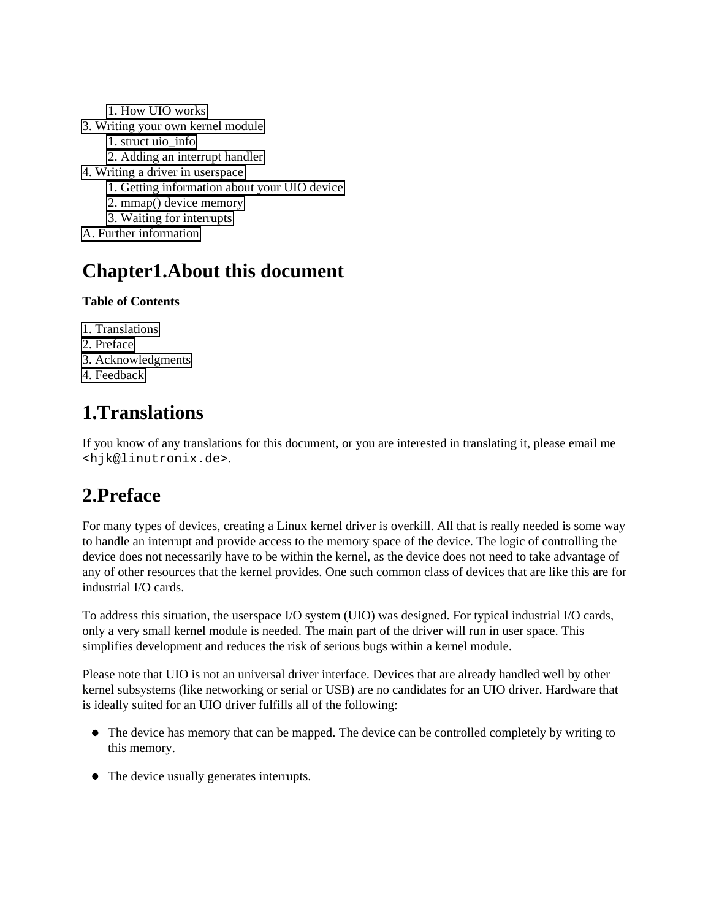- 1. How UIO works
- 3. Writing your own kernel module
  - 1. struct uio_info
  - 2. Adding an interrupt handler
- 4. Writing a driver in userspace
  - 1. Getting information about your UIO device
  - 2. mmap() device memory
  - 3. Waiting for interrupts
- A. Further information

# Chapter1.About this document

**Table of Contents**

- 1. Translations
- 2. Preface
- 3. Acknowledgments
- 4. Feedback

## 1.Translations

If you know of any translations for this document, or you are interested in translating it, please email me `<hjk@linutronix.de>`.

## 2.Preface

For many types of devices, creating a Linux kernel driver is overkill. All that is really needed is some way to handle an interrupt and provide access to the memory space of the device. The logic of controlling the device does not necessarily have to be within the kernel, as the device does not need to take advantage of any of other resources that the kernel provides. One such common class of devices that are like this are for industrial I/O cards.

To address this situation, the userspace I/O system (UIO) was designed. For typical industrial I/O cards, only a very small kernel module is needed. The main part of the driver will run in user space. This simplifies development and reduces the risk of serious bugs within a kernel module.

Please note that UIO is not an universal driver interface. Devices that are already handled well by other kernel subsystems (like networking or serial or USB) are no candidates for an UIO driver. Hardware that is ideally suited for an UIO driver fulfills all of the following:

- The device has memory that can be mapped. The device can be controlled completely by writing to this memory.
- The device usually generates interrupts.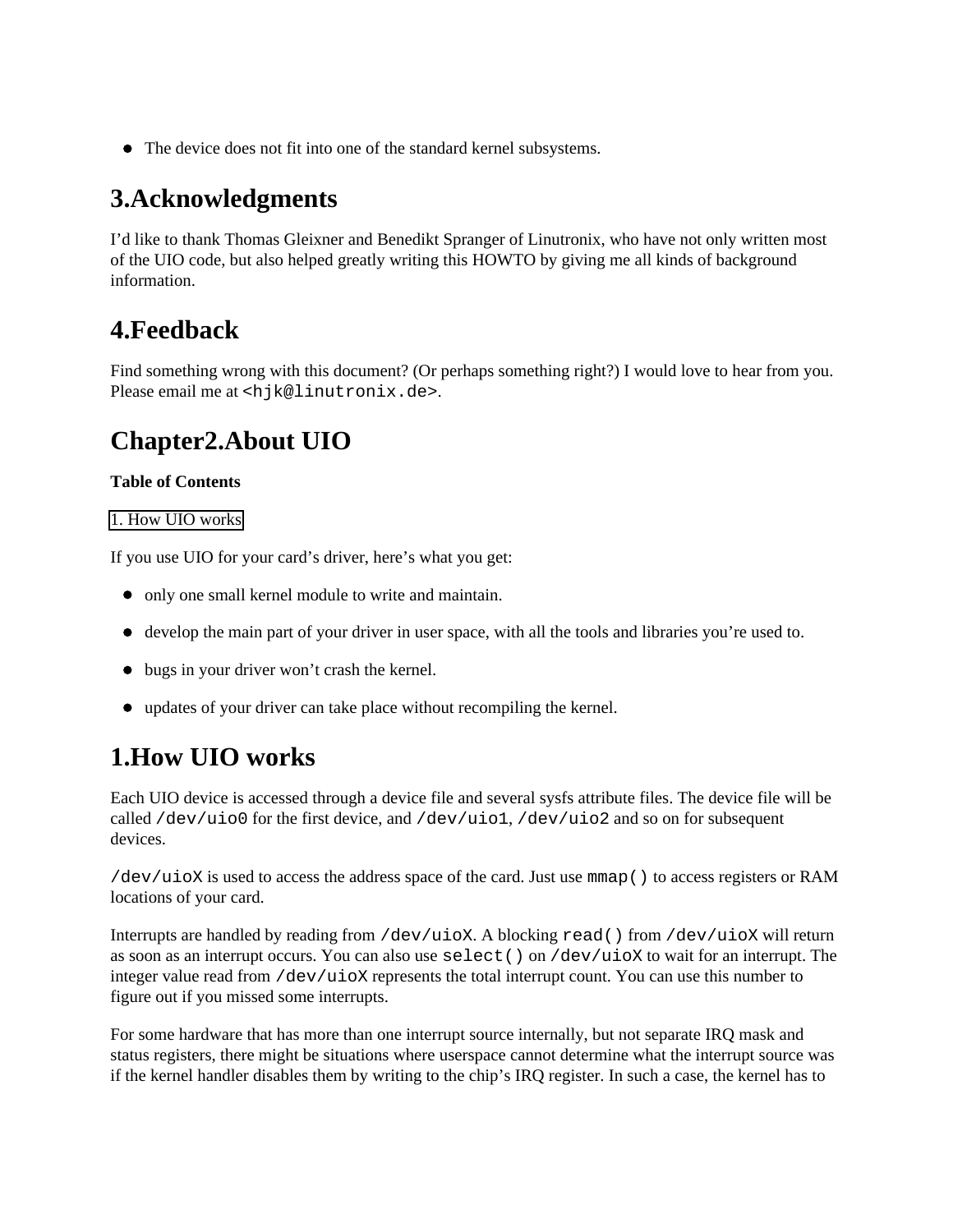- The device does not fit into one of the standard kernel subsystems.

## 3.Acknowledgments

I'd like to thank Thomas Gleixner and Benedikt Spranger of Linutronix, who have not only written most of the UIO code, but also helped greatly writing this HOWTO by giving me all kinds of background information.

## 4.Feedback

Find something wrong with this document? (Or perhaps something right?) I would love to hear from you. Please email me at `<hjk@linutronix.de>`.

# Chapter2.About UIO

**Table of Contents**

1. How UIO works

If you use UIO for your card's driver, here's what you get:

- only one small kernel module to write and maintain.
- develop the main part of your driver in user space, with all the tools and libraries you're used to.
- bugs in your driver won't crash the kernel.
- updates of your driver can take place without recompiling the kernel.

## 1.How UIO works

Each UIO device is accessed through a device file and several sysfs attribute files. The device file will be called `/dev/uio0` for the first device, and `/dev/uio1`, `/dev/uio2` and so on for subsequent devices.

`/dev/uioX` is used to access the address space of the card. Just use `mmap()` to access registers or RAM locations of your card.

Interrupts are handled by reading from `/dev/uioX`. A blocking `read()` from `/dev/uioX` will return as soon as an interrupt occurs. You can also use `select()` on `/dev/uioX` to wait for an interrupt. The integer value read from `/dev/uioX` represents the total interrupt count. You can use this number to figure out if you missed some interrupts.

For some hardware that has more than one interrupt source internally, but not separate IRQ mask and status registers, there might be situations where userspace cannot determine what the interrupt source was if the kernel handler disables them by writing to the chip's IRQ register. In such a case, the kernel has to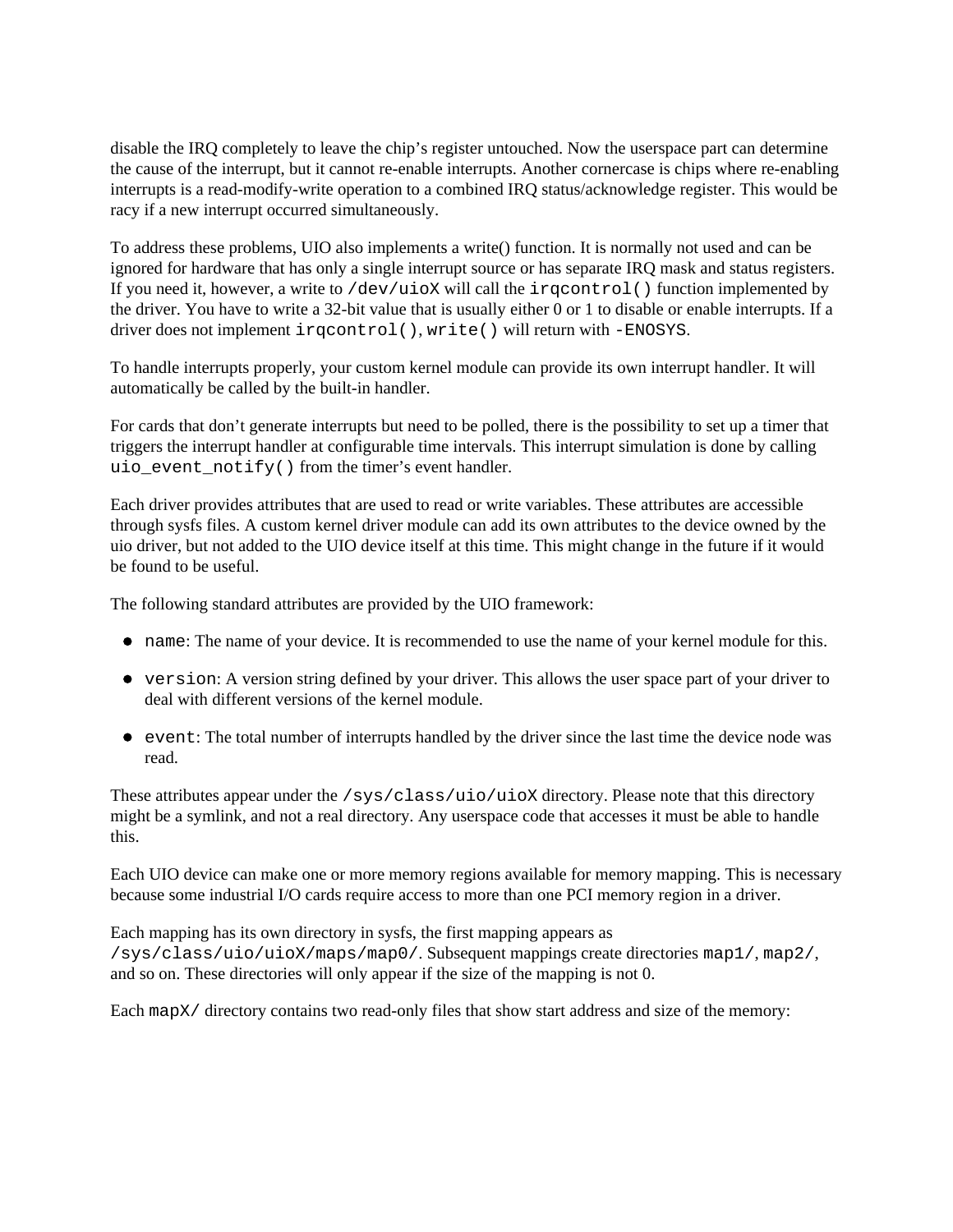disable the IRQ completely to leave the chip's register untouched. Now the userspace part can determine the cause of the interrupt, but it cannot re-enable interrupts. Another cornercase is chips where re-enabling interrupts is a read-modify-write operation to a combined IRQ status/acknowledge register. This would be racy if a new interrupt occurred simultaneously.

To address these problems, UIO also implements a write() function. It is normally not used and can be ignored for hardware that has only a single interrupt source or has separate IRQ mask and status registers. If you need it, however, a write to `/dev/uioX` will call the `irqcontrol()` function implemented by the driver. You have to write a 32-bit value that is usually either 0 or 1 to disable or enable interrupts. If a driver does not implement `irqcontrol()`, `write()` will return with `-ENOSYS`.

To handle interrupts properly, your custom kernel module can provide its own interrupt handler. It will automatically be called by the built-in handler.

For cards that don't generate interrupts but need to be polled, there is the possibility to set up a timer that triggers the interrupt handler at configurable time intervals. This interrupt simulation is done by calling `uio_event_notify()` from the timer's event handler.

Each driver provides attributes that are used to read or write variables. These attributes are accessible through sysfs files. A custom kernel driver module can add its own attributes to the device owned by the uio driver, but not added to the UIO device itself at this time. This might change in the future if it would be found to be useful.

The following standard attributes are provided by the UIO framework:

- `name`: The name of your device. It is recommended to use the name of your kernel module for this.
- `version`: A version string defined by your driver. This allows the user space part of your driver to deal with different versions of the kernel module.
- `event`: The total number of interrupts handled by the driver since the last time the device node was read.

These attributes appear under the `/sys/class/uio/uioX` directory. Please note that this directory might be a symlink, and not a real directory. Any userspace code that accesses it must be able to handle this.

Each UIO device can make one or more memory regions available for memory mapping. This is necessary because some industrial I/O cards require access to more than one PCI memory region in a driver.

Each mapping has its own directory in sysfs, the first mapping appears as `/sys/class/uio/uioX/maps/map0/`. Subsequent mappings create directories `map1/`, `map2/`, and so on. These directories will only appear if the size of the mapping is not 0.

Each `mapX/` directory contains two read-only files that show start address and size of the memory: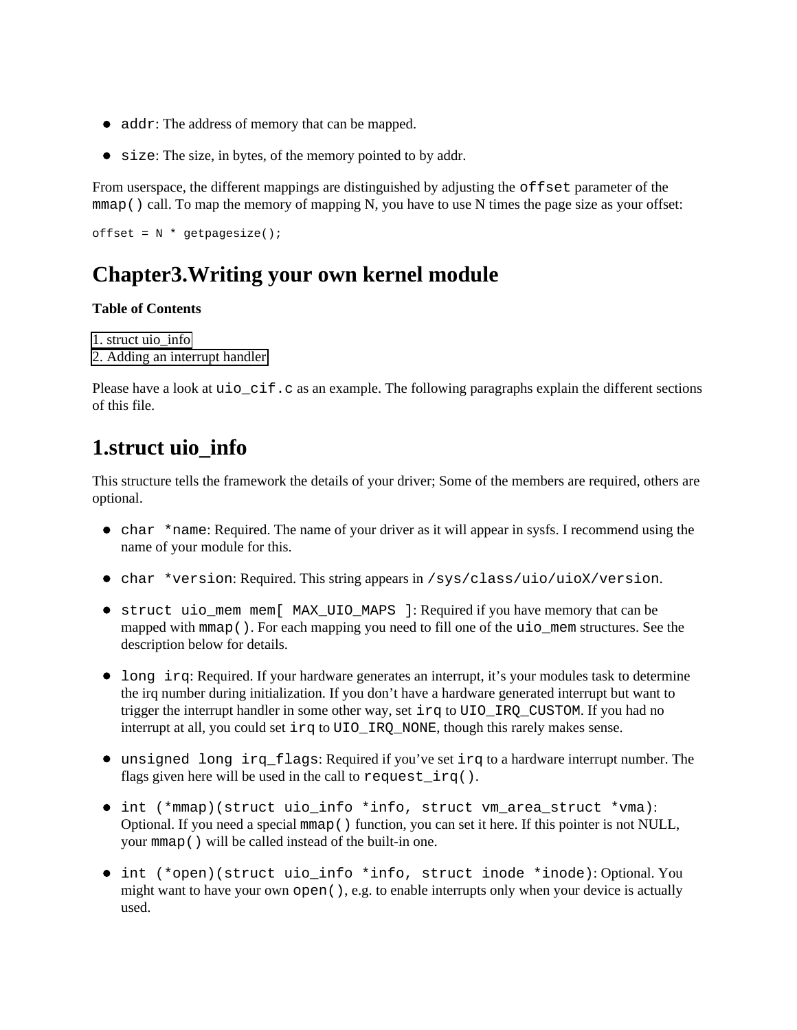- `addr`: The address of memory that can be mapped.
- `size`: The size, in bytes, of the memory pointed to by addr.

From userspace, the different mappings are distinguished by adjusting the `offset` parameter of the `mmap()` call. To map the memory of mapping N, you have to use N times the page size as your offset:

```
offset = N * getpagesize();
```

# Chapter3.Writing your own kernel module

**Table of Contents**

1. struct uio_info
2. Adding an interrupt handler

Please have a look at `uio_cif.c` as an example. The following paragraphs explain the different sections of this file.

## 1.struct uio_info

This structure tells the framework the details of your driver; Some of the members are required, others are optional.

- `char *name`: Required. The name of your driver as it will appear in sysfs. I recommend using the name of your module for this.
- `char *version`: Required. This string appears in `/sys/class/uio/uioX/version`.
- `struct uio_mem mem[ MAX_UIO_MAPS ]`: Required if you have memory that can be mapped with `mmap()`. For each mapping you need to fill one of the `uio_mem` structures. See the description below for details.
- `long irq`: Required. If your hardware generates an interrupt, it's your modules task to determine the irq number during initialization. If you don't have a hardware generated interrupt but want to trigger the interrupt handler in some other way, set `irq` to `UIO_IRQ_CUSTOM`. If you had no interrupt at all, you could set `irq` to `UIO_IRQ_NONE`, though this rarely makes sense.
- `unsigned long irq_flags`: Required if you've set `irq` to a hardware interrupt number. The flags given here will be used in the call to `request_irq()`.
- `int (*mmap)(struct uio_info *info, struct vm_area_struct *vma)`: Optional. If you need a special `mmap()` function, you can set it here. If this pointer is not NULL, your `mmap()` will be called instead of the built-in one.
- `int (*open)(struct uio_info *info, struct inode *inode)`: Optional. You might want to have your own `open()`, e.g. to enable interrupts only when your device is actually used.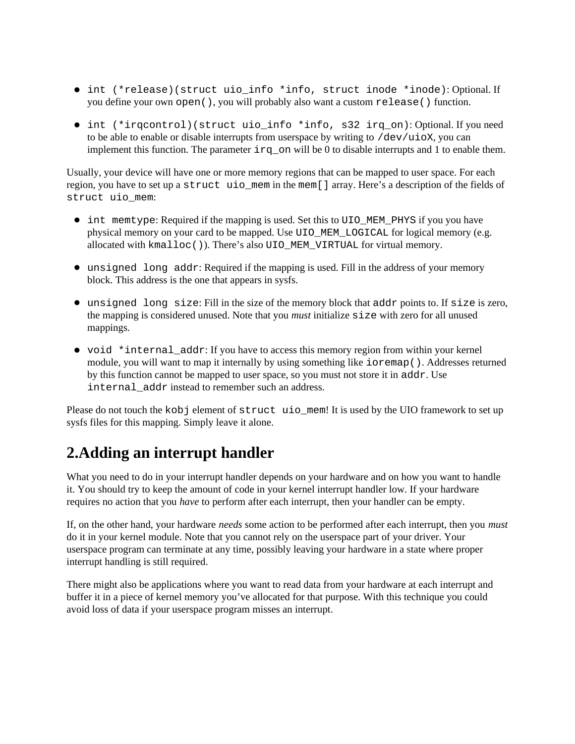- `int (*release)(struct uio_info *info, struct inode *inode)`: Optional. If you define your own `open()`, you will probably also want a custom `release()` function.

- `int (*irqcontrol)(struct uio_info *info, s32 irq_on)`: Optional. If you need to be able to enable or disable interrupts from userspace by writing to `/dev/uioX`, you can implement this function. The parameter `irq_on` will be 0 to disable interrupts and 1 to enable them.

Usually, your device will have one or more memory regions that can be mapped to user space. For each region, you have to set up a `struct uio_mem` in the `mem[]` array. Here's a description of the fields of `struct uio_mem`:

- `int memtype`: Required if the mapping is used. Set this to `UIO_MEM_PHYS` if you you have physical memory on your card to be mapped. Use `UIO_MEM_LOGICAL` for logical memory (e.g. allocated with `kmalloc()`). There's also `UIO_MEM_VIRTUAL` for virtual memory.

- `unsigned long addr`: Required if the mapping is used. Fill in the address of your memory block. This address is the one that appears in sysfs.

- `unsigned long size`: Fill in the size of the memory block that `addr` points to. If `size` is zero, the mapping is considered unused. Note that you *must* initialize `size` with zero for all unused mappings.

- `void *internal_addr`: If you have to access this memory region from within your kernel module, you will want to map it internally by using something like `ioremap()`. Addresses returned by this function cannot be mapped to user space, so you must not store it in `addr`. Use `internal_addr` instead to remember such an address.

Please do not touch the `kobj` element of `struct uio_mem`! It is used by the UIO framework to set up sysfs files for this mapping. Simply leave it alone.

## 2.Adding an interrupt handler

What you need to do in your interrupt handler depends on your hardware and on how you want to handle it. You should try to keep the amount of code in your kernel interrupt handler low. If your hardware requires no action that you *have* to perform after each interrupt, then your handler can be empty.

If, on the other hand, your hardware *needs* some action to be performed after each interrupt, then you *must* do it in your kernel module. Note that you cannot rely on the userspace part of your driver. Your userspace program can terminate at any time, possibly leaving your hardware in a state where proper interrupt handling is still required.

There might also be applications where you want to read data from your hardware at each interrupt and buffer it in a piece of kernel memory you've allocated for that purpose. With this technique you could avoid loss of data if your userspace program misses an interrupt.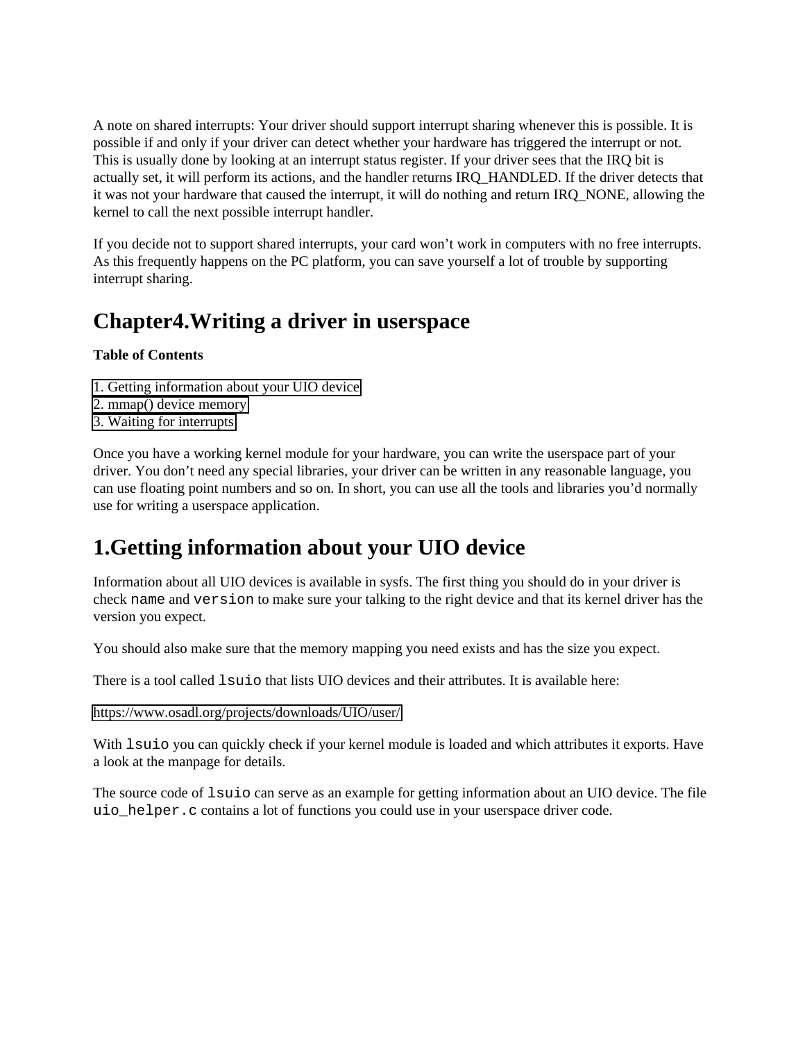A note on shared interrupts: Your driver should support interrupt sharing whenever this is possible. It is possible if and only if your driver can detect whether your hardware has triggered the interrupt or not. This is usually done by looking at an interrupt status register. If your driver sees that the IRQ bit is actually set, it will perform its actions, and the handler returns IRQ_HANDLED. If the driver detects that it was not your hardware that caused the interrupt, it will do nothing and return IRQ_NONE, allowing the kernel to call the next possible interrupt handler.

If you decide not to support shared interrupts, your card won't work in computers with no free interrupts. As this frequently happens on the PC platform, you can save yourself a lot of trouble by supporting interrupt sharing.

# Chapter4.Writing a driver in userspace

**Table of Contents**

1. Getting information about your UIO device
2. mmap() device memory
3. Waiting for interrupts

Once you have a working kernel module for your hardware, you can write the userspace part of your driver. You don't need any special libraries, your driver can be written in any reasonable language, you can use floating point numbers and so on. In short, you can use all the tools and libraries you'd normally use for writing a userspace application.

## 1.Getting information about your UIO device

Information about all UIO devices is available in sysfs. The first thing you should do in your driver is check `name` and `version` to make sure your talking to the right device and that its kernel driver has the version you expect.

You should also make sure that the memory mapping you need exists and has the size you expect.

There is a tool called `lsuio` that lists UIO devices and their attributes. It is available here:

https://www.osadl.org/projects/downloads/UIO/user/

With `lsuio` you can quickly check if your kernel module is loaded and which attributes it exports. Have a look at the manpage for details.

The source code of `lsuio` can serve as an example for getting information about an UIO device. The file `uio_helper.c` contains a lot of functions you could use in your userspace driver code.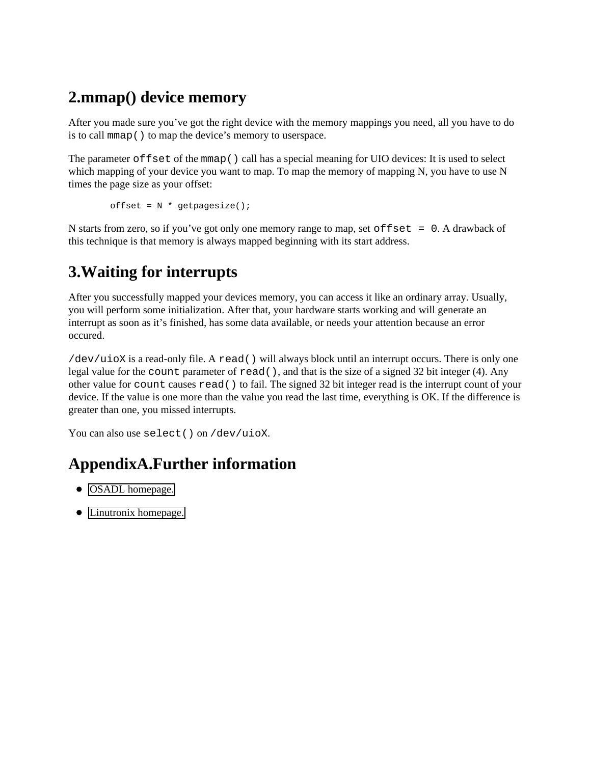## 2. mmap() device memory

After you made sure you've got the right device with the memory mappings you need, all you have to do is to call `mmap()` to map the device's memory to userspace.

The parameter `offset` of the `mmap()` call has a special meaning for UIO devices: It is used to select which mapping of your device you want to map. To map the memory of mapping N, you have to use N times the page size as your offset:

```
offset = N * getpagesize();
```

N starts from zero, so if you've got only one memory range to map, set `offset = 0`. A drawback of this technique is that memory is always mapped beginning with its start address.

## 3. Waiting for interrupts

After you successfully mapped your devices memory, you can access it like an ordinary array. Usually, you will perform some initialization. After that, your hardware starts working and will generate an interrupt as soon as it's finished, has some data available, or needs your attention because an error occured.

`/dev/uioX` is a read-only file. A `read()` will always block until an interrupt occurs. There is only one legal value for the `count` parameter of `read()`, and that is the size of a signed 32 bit integer (4). Any other value for `count` causes `read()` to fail. The signed 32 bit integer read is the interrupt count of your device. If the value is one more than the value you read the last time, everything is OK. If the difference is greater than one, you missed interrupts.

You can also use `select()` on `/dev/uioX`.

## Appendix A. Further information

- OSADL homepage.
- Linutronix homepage.